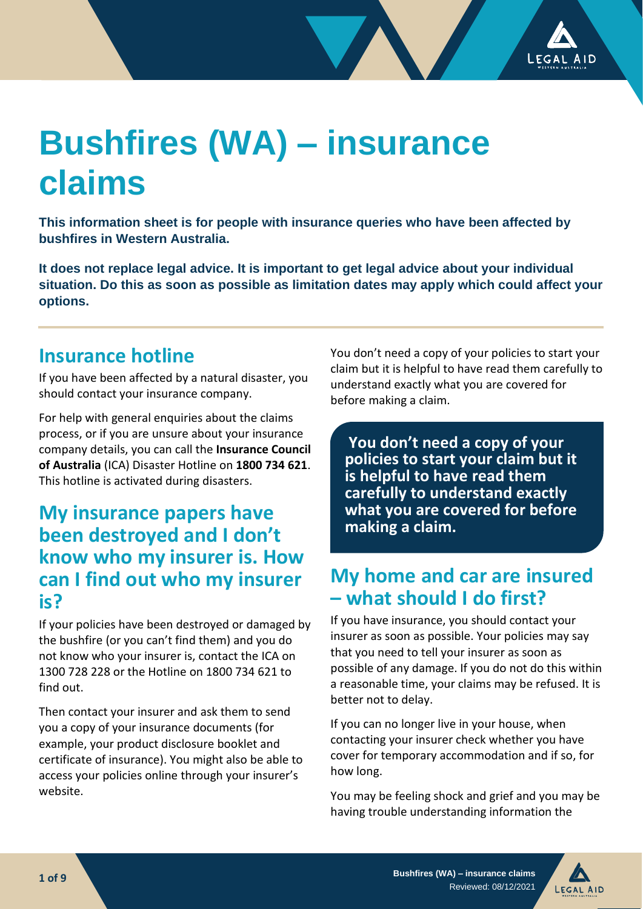# Bushfires (WA) – insurance claims

**This information sheet is for people with insurance queries who have been affected by bushfires in Western Australia.**

**It does not replace legal advice. It is important to get legal advice about your individual situation. Do this as soon as possible as limitation dates may apply which could affect your options.**

## Insurance hotline

If you have been affected by a natural disaster, you should contact your insurance company.

For help with general enquiries about the claims process, or if you are unsure about your insurance company details, you can call the **Insurance Council of Australia** (ICA) Disaster Hotline on **1800 734 621**. This hotline is activated during disasters.

## My insurance papers have been destroyed and I don't know who my insurer is. How can I find out who my insurer is?

If your policies have been destroyed or damaged by the bushfire (or you can't find them) and you do not know who your insurer is, contact the ICA on 1300 728 228 or the Hotline on 1800 734 621 to find out.

Then contact your insurer and ask them to send you a copy of your insurance documents (for example, your product disclosure booklet and certificate of insurance). You might also be able to access your policies online through your insurer's website.

You don't need a copy of your policies to start your claim but it is helpful to have read them carefully to understand exactly what you are covered for before making a claim.

**You don't need a copy of your policies to start your claim but it is helpful to have read them carefully to understand exactly what you are covered for before making a claim.**

## My home and car are insured – what should I do first?

If you have insurance, you should contact your insurer as soon as possible. Your policies may say that you need to tell your insurer as soon as possible of any damage. If you do not do this within a reasonable time, your claims may be refused. It is better not to delay.

If you can no longer live in your house, when contacting your insurer check whether you have cover for temporary accommodation and if so, for how long.

You may be feeling shock and grief and you may be having trouble understanding information the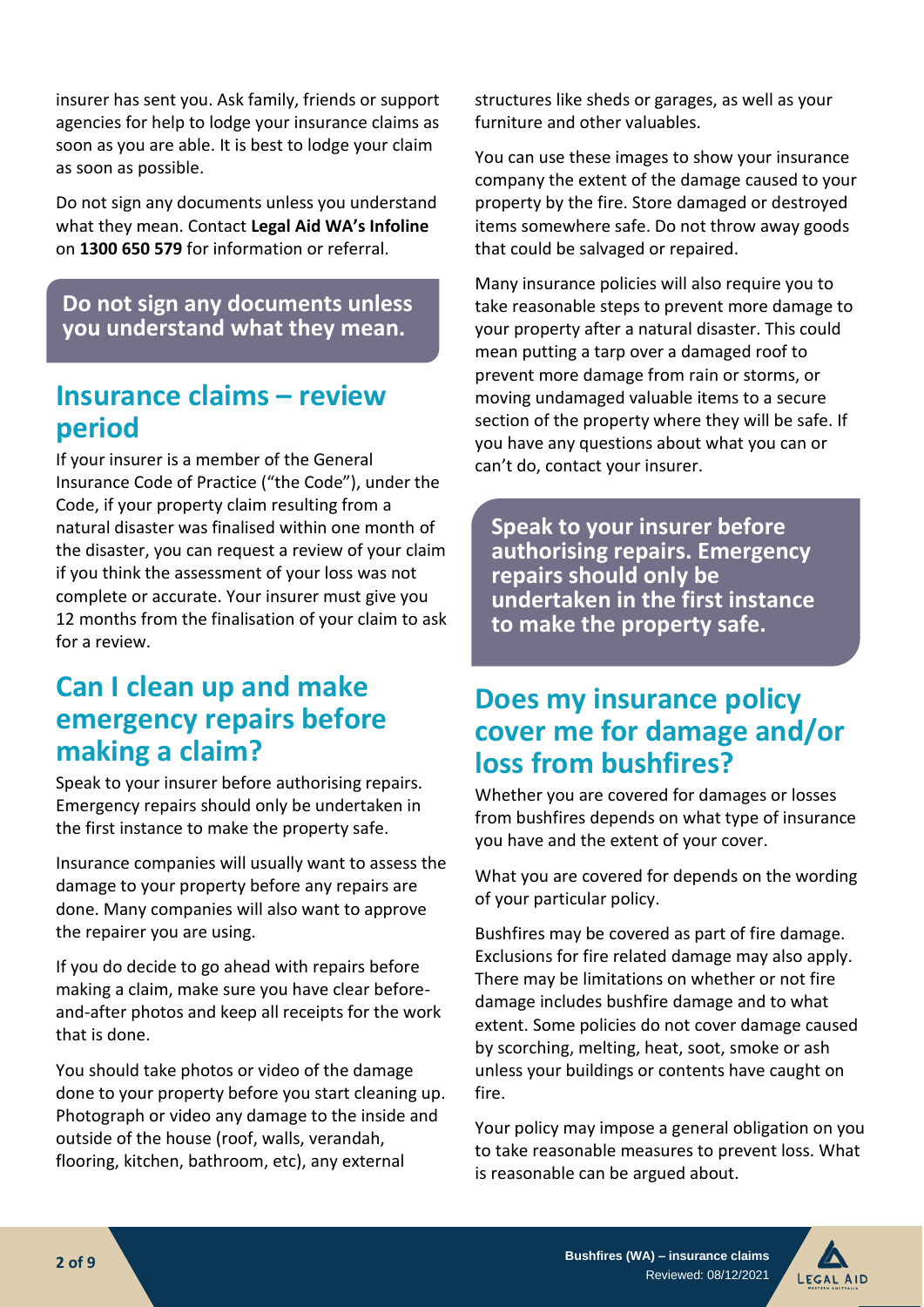insurer has sent you. Ask family, friends or support agencies for help to lodge your insurance claims as soon as you are able. It is best to lodge your claim as soon as possible.

Do not sign any documents unless you understand what they mean. Contact **Legal Aid WA's Infoline** on **1300 650 579** for information or referral.

**Do not sign any documents unless you understand what they mean.**

## Insurance claims – review period

If your insurer is a member of the General Insurance Code of Practice ("the Code"), under the Code, if your property claim resulting from a natural disaster was finalised within one month of the disaster, you can request a review of your claim if you think the assessment of your loss was not complete or accurate. Your insurer must give you 12 months from the finalisation of your claim to ask for a review.

## Can I clean up and make emergency repairs before making a claim?

Speak to your insurer before authorising repairs. Emergency repairs should only be undertaken in the first instance to make the property safe.

Insurance companies will usually want to assess the damage to your property before any repairs are done. Many companies will also want to approve the repairer you are using.

If you do decide to go ahead with repairs before making a claim, make sure you have clear before-and-after photos and keep all receipts for the work that is done.

You should take photos or video of the damage done to your property before you start cleaning up. Photograph or video any damage to the inside and outside of the house (roof, walls, verandah, flooring, kitchen, bathroom, etc), any external structures like sheds or garages, as well as your furniture and other valuables.

You can use these images to show your insurance company the extent of the damage caused to your property by the fire. Store damaged or destroyed items somewhere safe. Do not throw away goods that could be salvaged or repaired.

Many insurance policies will also require you to take reasonable steps to prevent more damage to your property after a natural disaster. This could mean putting a tarp over a damaged roof to prevent more damage from rain or storms, or moving undamaged valuable items to a secure section of the property where they will be safe. If you have any questions about what you can or can't do, contact your insurer.

**Speak to your insurer before authorising repairs. Emergency repairs should only be undertaken in the first instance to make the property safe.**

## Does my insurance policy cover me for damage and/or loss from bushfires?

Whether you are covered for damages or losses from bushfires depends on what type of insurance you have and the extent of your cover.

What you are covered for depends on the wording of your particular policy.

Bushfires may be covered as part of fire damage. Exclusions for fire related damage may also apply. There may be limitations on whether or not fire damage includes bushfire damage and to what extent. Some policies do not cover damage caused by scorching, melting, heat, soot, smoke or ash unless your buildings or contents have caught on fire.

Your policy may impose a general obligation on you to take reasonable measures to prevent loss. What is reasonable can be argued about.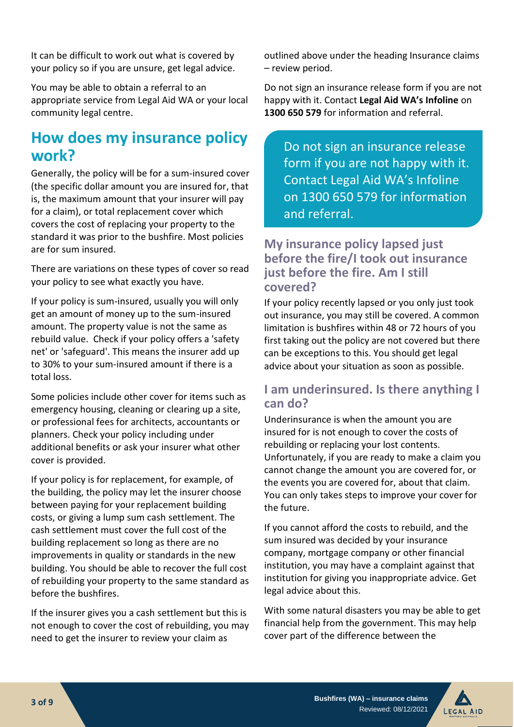It can be difficult to work out what is covered by your policy so if you are unsure, get legal advice.

You may be able to obtain a referral to an appropriate service from Legal Aid WA or your local community legal centre.

## How does my insurance policy work?

Generally, the policy will be for a sum-insured cover (the specific dollar amount you are insured for, that is, the maximum amount that your insurer will pay for a claim), or total replacement cover which covers the cost of replacing your property to the standard it was prior to the bushfire. Most policies are for sum insured.

There are variations on these types of cover so read your policy to see what exactly you have.

If your policy is sum-insured, usually you will only get an amount of money up to the sum-insured amount. The property value is not the same as rebuild value. Check if your policy offers a 'safety net' or 'safeguard'. This means the insurer add up to 30% to your sum-insured amount if there is a total loss.

Some policies include other cover for items such as emergency housing, cleaning or clearing up a site, or professional fees for architects, accountants or planners. Check your policy including under additional benefits or ask your insurer what other cover is provided.

If your policy is for replacement, for example, of the building, the policy may let the insurer choose between paying for your replacement building costs, or giving a lump sum cash settlement. The cash settlement must cover the full cost of the building replacement so long as there are no improvements in quality or standards in the new building. You should be able to recover the full cost of rebuilding your property to the same standard as before the bushfires.

If the insurer gives you a cash settlement but this is not enough to cover the cost of rebuilding, you may need to get the insurer to review your claim as outlined above under the heading Insurance claims – review period.

Do not sign an insurance release form if you are not happy with it. Contact **Legal Aid WA's Infoline** on **1300 650 579** for information and referral.

> Do not sign an insurance release form if you are not happy with it. Contact Legal Aid WA's Infoline on 1300 650 579 for information and referral.

### My insurance policy lapsed just before the fire/I took out insurance just before the fire. Am I still covered?

If your policy recently lapsed or you only just took out insurance, you may still be covered. A common limitation is bushfires within 48 or 72 hours of you first taking out the policy are not covered but there can be exceptions to this. You should get legal advice about your situation as soon as possible.

### I am underinsured. Is there anything I can do?

Underinsurance is when the amount you are insured for is not enough to cover the costs of rebuilding or replacing your lost contents. Unfortunately, if you are ready to make a claim you cannot change the amount you are covered for, or the events you are covered for, about that claim. You can only takes steps to improve your cover for the future.

If you cannot afford the costs to rebuild, and the sum insured was decided by your insurance company, mortgage company or other financial institution, you may have a complaint against that institution for giving you inappropriate advice. Get legal advice about this.

With some natural disasters you may be able to get financial help from the government. This may help cover part of the difference between the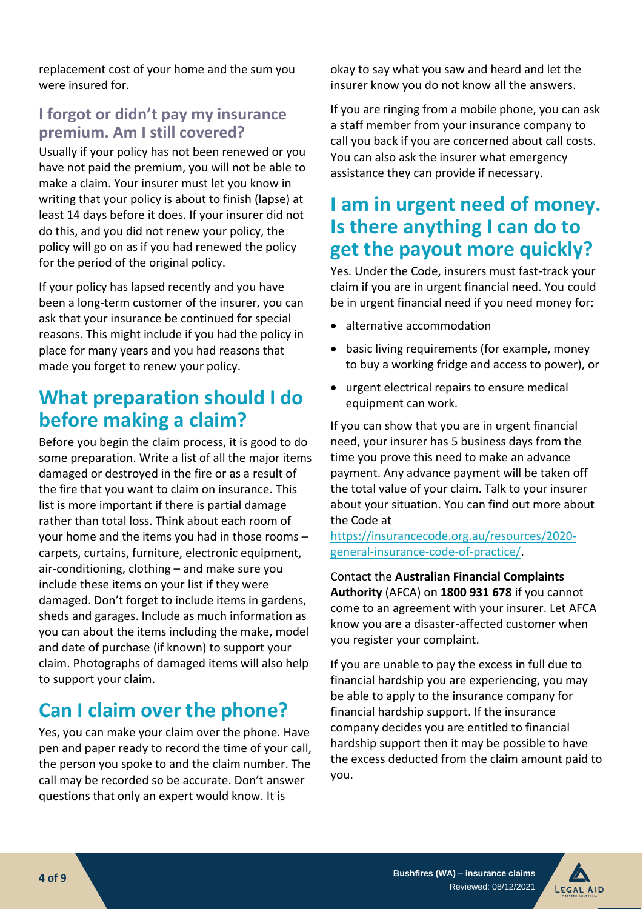replacement cost of your home and the sum you were insured for.

### I forgot or didn't pay my insurance premium. Am I still covered?

Usually if your policy has not been renewed or you have not paid the premium, you will not be able to make a claim. Your insurer must let you know in writing that your policy is about to finish (lapse) at least 14 days before it does. If your insurer did not do this, and you did not renew your policy, the policy will go on as if you had renewed the policy for the period of the original policy.

If your policy has lapsed recently and you have been a long-term customer of the insurer, you can ask that your insurance be continued for special reasons. This might include if you had the policy in place for many years and you had reasons that made you forget to renew your policy.

## What preparation should I do before making a claim?

Before you begin the claim process, it is good to do some preparation. Write a list of all the major items damaged or destroyed in the fire or as a result of the fire that you want to claim on insurance. This list is more important if there is partial damage rather than total loss. Think about each room of your home and the items you had in those rooms – carpets, curtains, furniture, electronic equipment, air-conditioning, clothing – and make sure you include these items on your list if they were damaged. Don't forget to include items in gardens, sheds and garages. Include as much information as you can about the items including the make, model and date of purchase (if known) to support your claim. Photographs of damaged items will also help to support your claim.

## Can I claim over the phone?

Yes, you can make your claim over the phone. Have pen and paper ready to record the time of your call, the person you spoke to and the claim number. The call may be recorded so be accurate. Don't answer questions that only an expert would know. It is okay to say what you saw and heard and let the insurer know you do not know all the answers.

If you are ringing from a mobile phone, you can ask a staff member from your insurance company to call you back if you are concerned about call costs. You can also ask the insurer what emergency assistance they can provide if necessary.

## I am in urgent need of money. Is there anything I can do to get the payout more quickly?

Yes. Under the Code, insurers must fast-track your claim if you are in urgent financial need. You could be in urgent financial need if you need money for:

- alternative accommodation
- basic living requirements (for example, money to buy a working fridge and access to power), or
- urgent electrical repairs to ensure medical equipment can work.

If you can show that you are in urgent financial need, your insurer has 5 business days from the time you prove this need to make an advance payment. Any advance payment will be taken off the total value of your claim. Talk to your insurer about your situation. You can find out more about the Code at https://insurancecode.org.au/resources/2020-general-insurance-code-of-practice/.

Contact the **Australian Financial Complaints Authority** (AFCA) on **1800 931 678** if you cannot come to an agreement with your insurer. Let AFCA know you are a disaster-affected customer when you register your complaint.

If you are unable to pay the excess in full due to financial hardship you are experiencing, you may be able to apply to the insurance company for financial hardship support. If the insurance company decides you are entitled to financial hardship support then it may be possible to have the excess deducted from the claim amount paid to you.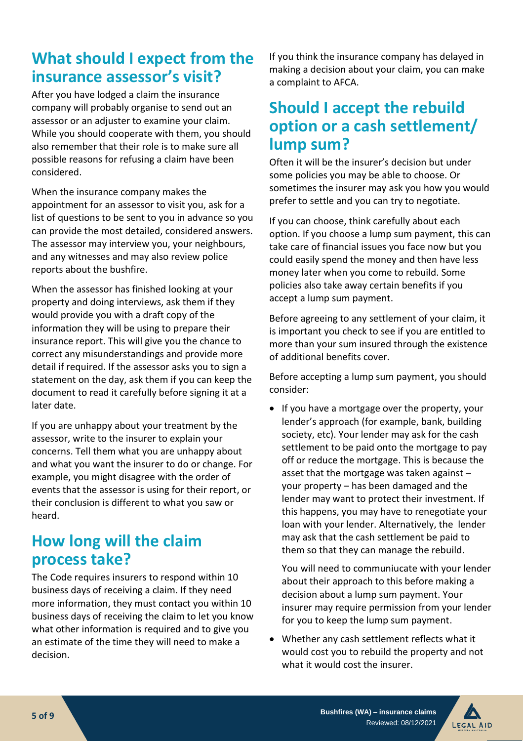## What should I expect from the insurance assessor's visit?

After you have lodged a claim the insurance company will probably organise to send out an assessor or an adjuster to examine your claim. While you should cooperate with them, you should also remember that their role is to make sure all possible reasons for refusing a claim have been considered.

When the insurance company makes the appointment for an assessor to visit you, ask for a list of questions to be sent to you in advance so you can provide the most detailed, considered answers. The assessor may interview you, your neighbours, and any witnesses and may also review police reports about the bushfire.

When the assessor has finished looking at your property and doing interviews, ask them if they would provide you with a draft copy of the information they will be using to prepare their insurance report. This will give you the chance to correct any misunderstandings and provide more detail if required. If the assessor asks you to sign a statement on the day, ask them if you can keep the document to read it carefully before signing it at a later date.

If you are unhappy about your treatment by the assessor, write to the insurer to explain your concerns. Tell them what you are unhappy about and what you want the insurer to do or change. For example, you might disagree with the order of events that the assessor is using for their report, or their conclusion is different to what you saw or heard.

## How long will the claim process take?

The Code requires insurers to respond within 10 business days of receiving a claim. If they need more information, they must contact you within 10 business days of receiving the claim to let you know what other information is required and to give you an estimate of the time they will need to make a decision.

If you think the insurance company has delayed in making a decision about your claim, you can make a complaint to AFCA.

## Should I accept the rebuild option or a cash settlement/ lump sum?

Often it will be the insurer's decision but under some policies you may be able to choose. Or sometimes the insurer may ask you how you would prefer to settle and you can try to negotiate.

If you can choose, think carefully about each option. If you choose a lump sum payment, this can take care of financial issues you face now but you could easily spend the money and then have less money later when you come to rebuild. Some policies also take away certain benefits if you accept a lump sum payment.

Before agreeing to any settlement of your claim, it is important you check to see if you are entitled to more than your sum insured through the existence of additional benefits cover.

Before accepting a lump sum payment, you should consider:

- If you have a mortgage over the property, your lender's approach (for example, bank, building society, etc). Your lender may ask for the cash settlement to be paid onto the mortgage to pay off or reduce the mortgage. This is because the asset that the mortgage was taken against – your property – has been damaged and the lender may want to protect their investment. If this happens, you may have to renegotiate your loan with your lender. Alternatively, the lender may ask that the cash settlement be paid to them so that they can manage the rebuild.

  You will need to communiucate with your lender about their approach to this before making a decision about a lump sum payment. Your insurer may require permission from your lender for you to keep the lump sum payment.

- Whether any cash settlement reflects what it would cost you to rebuild the property and not what it would cost the insurer.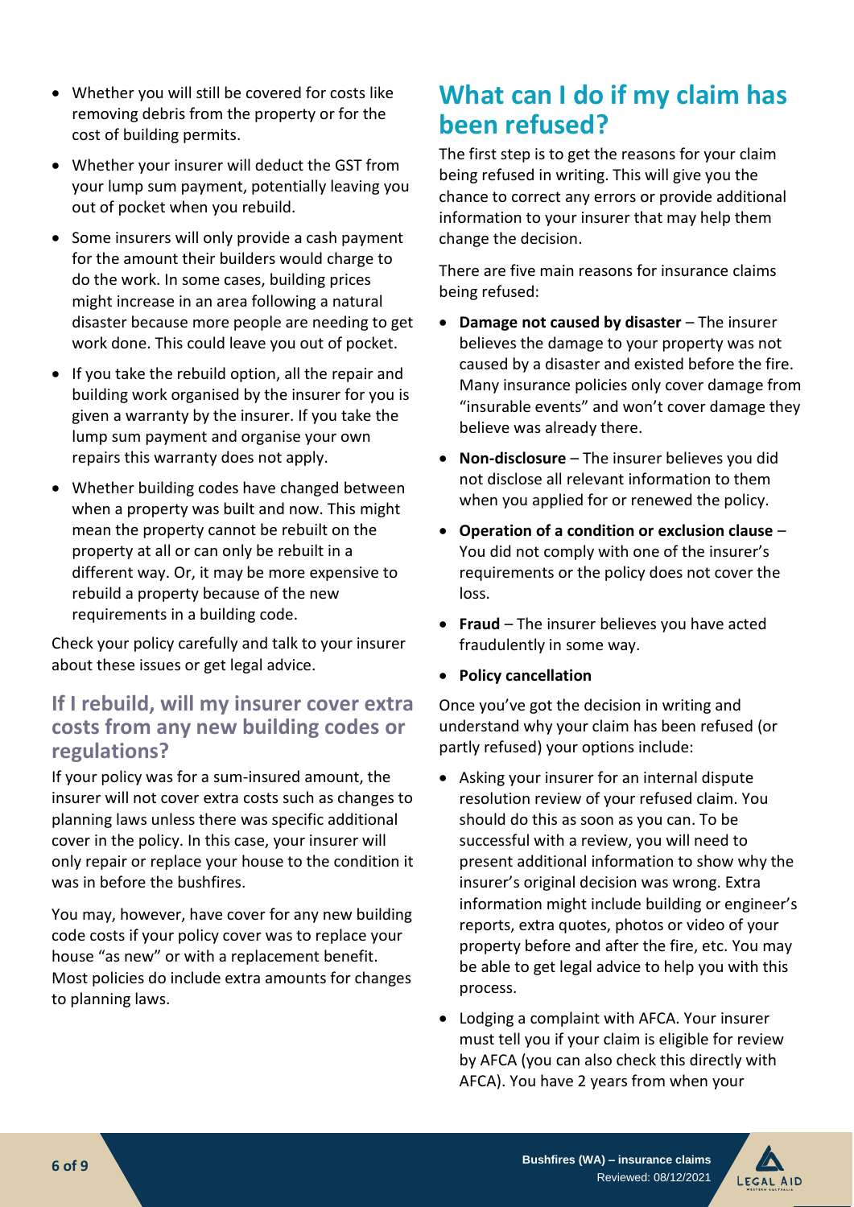- Whether you will still be covered for costs like removing debris from the property or for the cost of building permits.
- Whether your insurer will deduct the GST from your lump sum payment, potentially leaving you out of pocket when you rebuild.
- Some insurers will only provide a cash payment for the amount their builders would charge to do the work. In some cases, building prices might increase in an area following a natural disaster because more people are needing to get work done. This could leave you out of pocket.
- If you take the rebuild option, all the repair and building work organised by the insurer for you is given a warranty by the insurer. If you take the lump sum payment and organise your own repairs this warranty does not apply.
- Whether building codes have changed between when a property was built and now. This might mean the property cannot be rebuilt on the property at all or can only be rebuilt in a different way. Or, it may be more expensive to rebuild a property because of the new requirements in a building code.

Check your policy carefully and talk to your insurer about these issues or get legal advice.

## If I rebuild, will my insurer cover extra costs from any new building codes or regulations?

If your policy was for a sum-insured amount, the insurer will not cover extra costs such as changes to planning laws unless there was specific additional cover in the policy. In this case, your insurer will only repair or replace your house to the condition it was in before the bushfires.

You may, however, have cover for any new building code costs if your policy cover was to replace your house "as new" or with a replacement benefit. Most policies do include extra amounts for changes to planning laws.

# What can I do if my claim has been refused?

The first step is to get the reasons for your claim being refused in writing. This will give you the chance to correct any errors or provide additional information to your insurer that may help them change the decision.

There are five main reasons for insurance claims being refused:

- **Damage not caused by disaster** – The insurer believes the damage to your property was not caused by a disaster and existed before the fire. Many insurance policies only cover damage from "insurable events" and won't cover damage they believe was already there.
- **Non-disclosure** – The insurer believes you did not disclose all relevant information to them when you applied for or renewed the policy.
- **Operation of a condition or exclusion clause** – You did not comply with one of the insurer's requirements or the policy does not cover the loss.
- **Fraud** – The insurer believes you have acted fraudulently in some way.
- **Policy cancellation**

Once you've got the decision in writing and understand why your claim has been refused (or partly refused) your options include:

- Asking your insurer for an internal dispute resolution review of your refused claim. You should do this as soon as you can. To be successful with a review, you will need to present additional information to show why the insurer's original decision was wrong. Extra information might include building or engineer's reports, extra quotes, photos or video of your property before and after the fire, etc. You may be able to get legal advice to help you with this process.
- Lodging a complaint with AFCA. Your insurer must tell you if your claim is eligible for review by AFCA (you can also check this directly with AFCA). You have 2 years from when your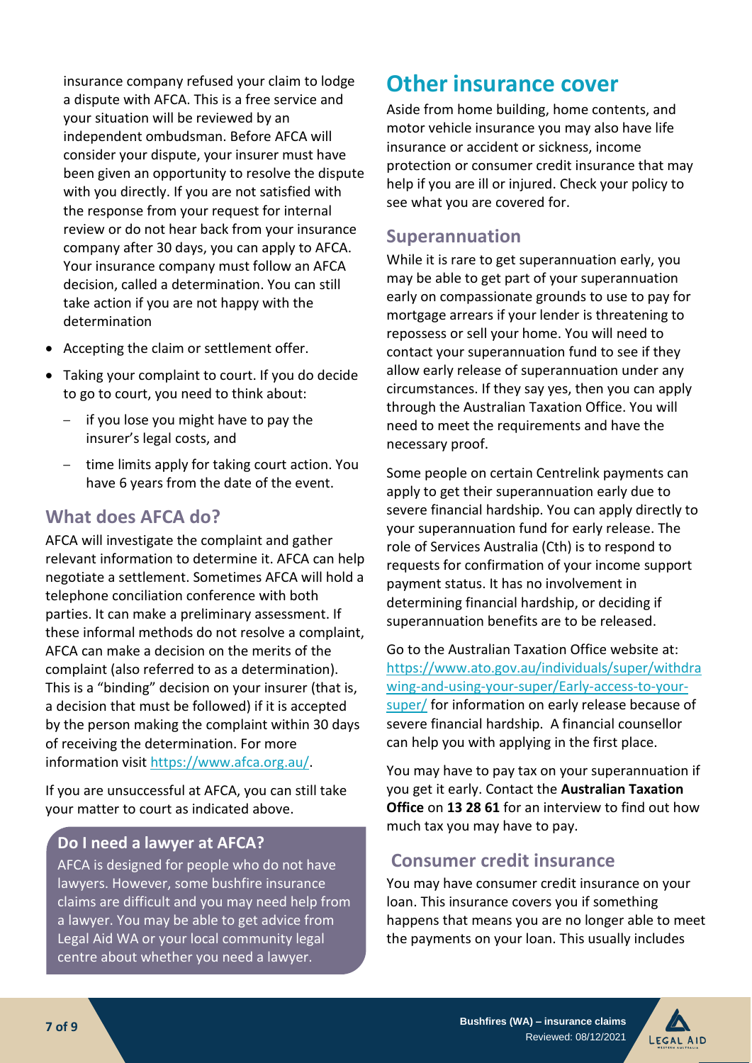insurance company refused your claim to lodge a dispute with AFCA. This is a free service and your situation will be reviewed by an independent ombudsman. Before AFCA will consider your dispute, your insurer must have been given an opportunity to resolve the dispute with you directly. If you are not satisfied with the response from your request for internal review or do not hear back from your insurance company after 30 days, you can apply to AFCA. Your insurance company must follow an AFCA decision, called a determination. You can still take action if you are not happy with the determination

- Accepting the claim or settlement offer.
- Taking your complaint to court. If you do decide to go to court, you need to think about:
  - if you lose you might have to pay the insurer's legal costs, and
  - time limits apply for taking court action. You have 6 years from the date of the event.

## What does AFCA do?

AFCA will investigate the complaint and gather relevant information to determine it. AFCA can help negotiate a settlement. Sometimes AFCA will hold a telephone conciliation conference with both parties. It can make a preliminary assessment. If these informal methods do not resolve a complaint, AFCA can make a decision on the merits of the complaint (also referred to as a determination). This is a "binding" decision on your insurer (that is, a decision that must be followed) if it is accepted by the person making the complaint within 30 days of receiving the determination. For more information visit https://www.afca.org.au/.

If you are unsuccessful at AFCA, you can still take your matter to court as indicated above.

### Do I need a lawyer at AFCA?

AFCA is designed for people who do not have lawyers. However, some bushfire insurance claims are difficult and you may need help from a lawyer. You may be able to get advice from Legal Aid WA or your local community legal centre about whether you need a lawyer.

# Other insurance cover

Aside from home building, home contents, and motor vehicle insurance you may also have life insurance or accident or sickness, income protection or consumer credit insurance that may help if you are ill or injured. Check your policy to see what you are covered for.

## Superannuation

While it is rare to get superannuation early, you may be able to get part of your superannuation early on compassionate grounds to use to pay for mortgage arrears if your lender is threatening to repossess or sell your home. You will need to contact your superannuation fund to see if they allow early release of superannuation under any circumstances. If they say yes, then you can apply through the Australian Taxation Office. You will need to meet the requirements and have the necessary proof.

Some people on certain Centrelink payments can apply to get their superannuation early due to severe financial hardship. You can apply directly to your superannuation fund for early release. The role of Services Australia (Cth) is to respond to requests for confirmation of your income support payment status. It has no involvement in determining financial hardship, or deciding if superannuation benefits are to be released.

Go to the Australian Taxation Office website at: https://www.ato.gov.au/individuals/super/withdrawing-and-using-your-super/Early-access-to-your-super/ for information on early release because of severe financial hardship. A financial counsellor can help you with applying in the first place.

You may have to pay tax on your superannuation if you get it early. Contact the **Australian Taxation Office** on **13 28 61** for an interview to find out how much tax you may have to pay.

## Consumer credit insurance

You may have consumer credit insurance on your loan. This insurance covers you if something happens that means you are no longer able to meet the payments on your loan. This usually includes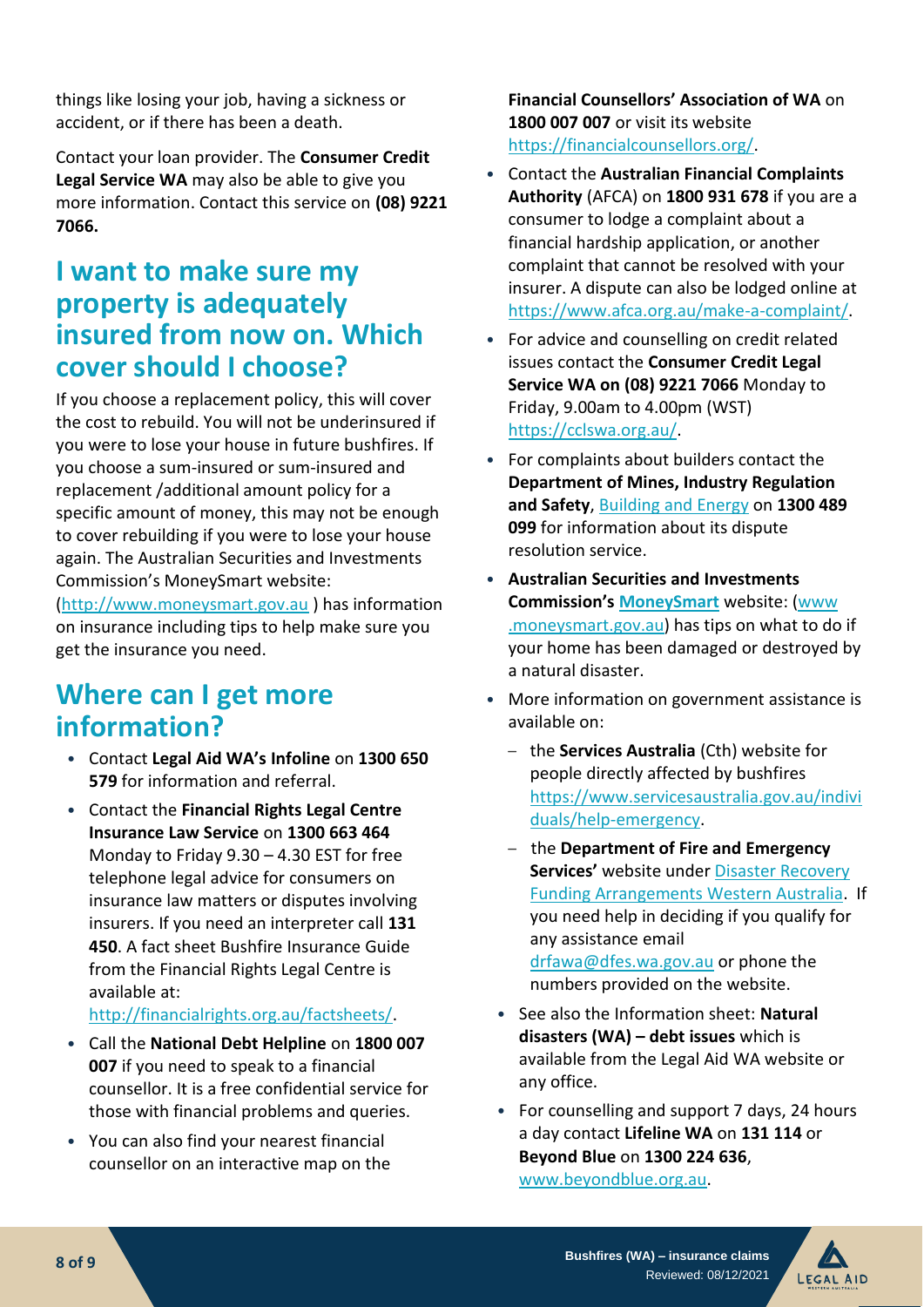things like losing your job, having a sickness or accident, or if there has been a death.

Contact your loan provider. The **Consumer Credit Legal Service WA** may also be able to give you more information. Contact this service on **(08) 9221 7066.**

## I want to make sure my property is adequately insured from now on. Which cover should I choose?

If you choose a replacement policy, this will cover the cost to rebuild. You will not be underinsured if you were to lose your house in future bushfires. If you choose a sum-insured or sum-insured and replacement /additional amount policy for a specific amount of money, this may not be enough to cover rebuilding if you were to lose your house again. The Australian Securities and Investments Commission's MoneySmart website: (http://www.moneysmart.gov.au ) has information on insurance including tips to help make sure you get the insurance you need.

## Where can I get more information?

- Contact **Legal Aid WA's Infoline** on **1300 650 579** for information and referral.
- Contact the **Financial Rights Legal Centre Insurance Law Service** on **1300 663 464** Monday to Friday 9.30 – 4.30 EST for free telephone legal advice for consumers on insurance law matters or disputes involving insurers. If you need an interpreter call **131 450**. A fact sheet Bushfire Insurance Guide from the Financial Rights Legal Centre is available at: http://financialrights.org.au/factsheets/.
- Call the **National Debt Helpline** on **1800 007 007** if you need to speak to a financial counsellor. It is a free confidential service for those with financial problems and queries.
- You can also find your nearest financial counsellor on an interactive map on the **Financial Counsellors' Association of WA** on **1800 007 007** or visit its website https://financialcounsellors.org/.
- Contact the **Australian Financial Complaints Authority** (AFCA) on **1800 931 678** if you are a consumer to lodge a complaint about a financial hardship application, or another complaint that cannot be resolved with your insurer. A dispute can also be lodged online at https://www.afca.org.au/make-a-complaint/.
- For advice and counselling on credit related issues contact the **Consumer Credit Legal Service WA on (08) 9221 7066** Monday to Friday, 9.00am to 4.00pm (WST) https://cclswa.org.au/.
- For complaints about builders contact the **Department of Mines, Industry Regulation and Safety**, Building and Energy on **1300 489 099** for information about its dispute resolution service.
- **Australian Securities and Investments Commission's MoneySmart** website: (www.moneysmart.gov.au) has tips on what to do if your home has been damaged or destroyed by a natural disaster.
- More information on government assistance is available on:
  - the **Services Australia** (Cth) website for people directly affected by bushfires https://www.servicesaustralia.gov.au/individuals/help-emergency.
  - the **Department of Fire and Emergency Services'** website under Disaster Recovery Funding Arrangements Western Australia. If you need help in deciding if you qualify for any assistance email drfawa@dfes.wa.gov.au or phone the numbers provided on the website.
- See also the Information sheet: **Natural disasters (WA) – debt issues** which is available from the Legal Aid WA website or any office.
- For counselling and support 7 days, 24 hours a day contact **Lifeline WA** on **131 114** or **Beyond Blue** on **1300 224 636**, www.beyondblue.org.au.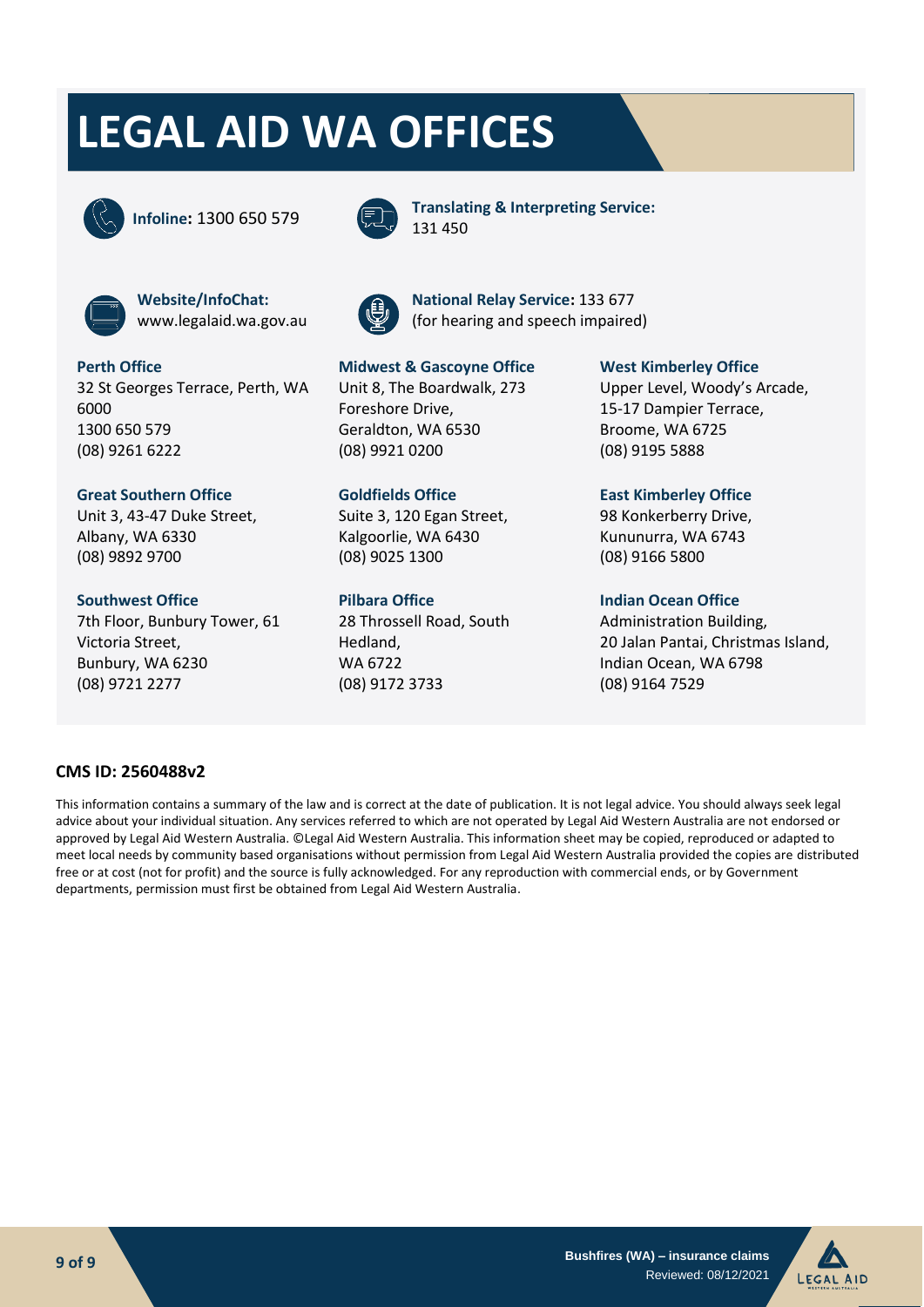# LEGAL AID WA OFFICES

**Infoline:** 1300 650 579

**Translating & Interpreting Service:** 131 450

**Website/InfoChat:** www.legalaid.wa.gov.au

**National Relay Service:** 133 677 (for hearing and speech impaired)

**Perth Office**
32 St Georges Terrace, Perth, WA 6000
1300 650 579
(08) 9261 6222

**Great Southern Office**
Unit 3, 43-47 Duke Street,
Albany, WA 6330
(08) 9892 9700

**Southwest Office**
7th Floor, Bunbury Tower, 61 Victoria Street,
Bunbury, WA 6230
(08) 9721 2277

**Midwest & Gascoyne Office**
Unit 8, The Boardwalk, 273 Foreshore Drive,
Geraldton, WA 6530
(08) 9921 0200

**Goldfields Office**
Suite 3, 120 Egan Street,
Kalgoorlie, WA 6430
(08) 9025 1300

**Pilbara Office**
28 Throssell Road, South Hedland,
WA 6722
(08) 9172 3733

**West Kimberley Office**
Upper Level, Woody's Arcade,
15-17 Dampier Terrace,
Broome, WA 6725
(08) 9195 5888

**East Kimberley Office**
98 Konkerberry Drive,
Kununurra, WA 6743
(08) 9166 5800

**Indian Ocean Office**
Administration Building,
20 Jalan Pantai, Christmas Island,
Indian Ocean, WA 6798
(08) 9164 7529

**CMS ID: 2560488v2**

This information contains a summary of the law and is correct at the date of publication. It is not legal advice. You should always seek legal advice about your individual situation. Any services referred to which are not operated by Legal Aid Western Australia are not endorsed or approved by Legal Aid Western Australia. ©Legal Aid Western Australia. This information sheet may be copied, reproduced or adapted to meet local needs by community based organisations without permission from Legal Aid Western Australia provided the copies are distributed free or at cost (not for profit) and the source is fully acknowledged. For any reproduction with commercial ends, or by Government departments, permission must first be obtained from Legal Aid Western Australia.